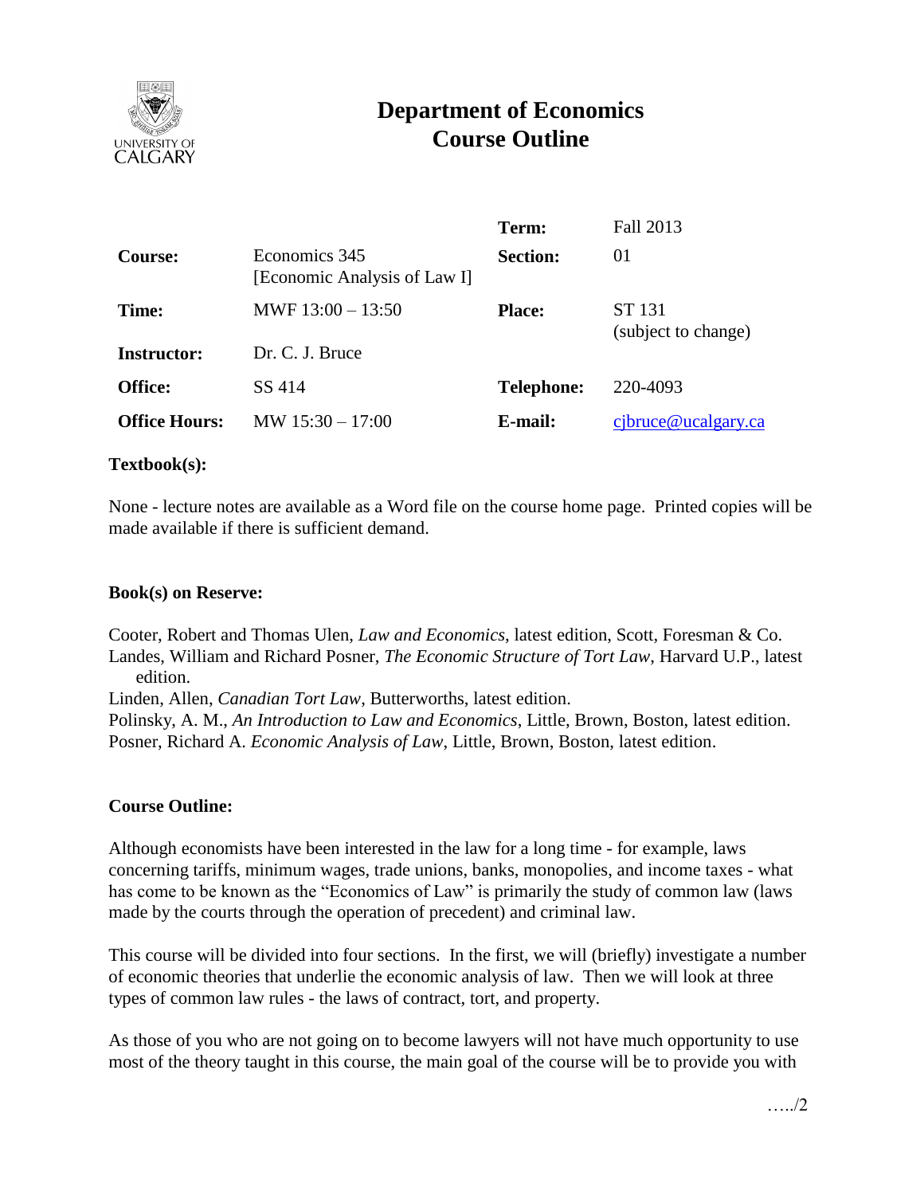# Department of Economics
# Course Outline

| | | | |
|---|---|---|---|
| | | **Term:** | Fall 2013 |
| **Course:** | Economics 345 [Economic Analysis of Law I] | **Section:** | 01 |
| **Time:** | MWF 13:00 – 13:50 | **Place:** | ST 131 (subject to change) |
| **Instructor:** | Dr. C. J. Bruce | | |
| **Office:** | SS 414 | **Telephone:** | 220-4093 |
| **Office Hours:** | MW 15:30 – 17:00 | **E-mail:** | cjbruce@ucalgary.ca |

**Textbook(s):**

None - lecture notes are available as a Word file on the course home page. Printed copies will be made available if there is sufficient demand.

**Book(s) on Reserve:**

Cooter, Robert and Thomas Ulen, *Law and Economics*, latest edition, Scott, Foresman & Co.
Landes, William and Richard Posner, *The Economic Structure of Tort Law*, Harvard U.P., latest edition.
Linden, Allen, *Canadian Tort Law*, Butterworths, latest edition.
Polinsky, A. M., *An Introduction to Law and Economics*, Little, Brown, Boston, latest edition.
Posner, Richard A. *Economic Analysis of Law*, Little, Brown, Boston, latest edition.

**Course Outline:**

Although economists have been interested in the law for a long time - for example, laws concerning tariffs, minimum wages, trade unions, banks, monopolies, and income taxes - what has come to be known as the "Economics of Law" is primarily the study of common law (laws made by the courts through the operation of precedent) and criminal law.

This course will be divided into four sections. In the first, we will (briefly) investigate a number of economic theories that underlie the economic analysis of law. Then we will look at three types of common law rules - the laws of contract, tort, and property.

As those of you who are not going on to become lawyers will not have much opportunity to use most of the theory taught in this course, the main goal of the course will be to provide you with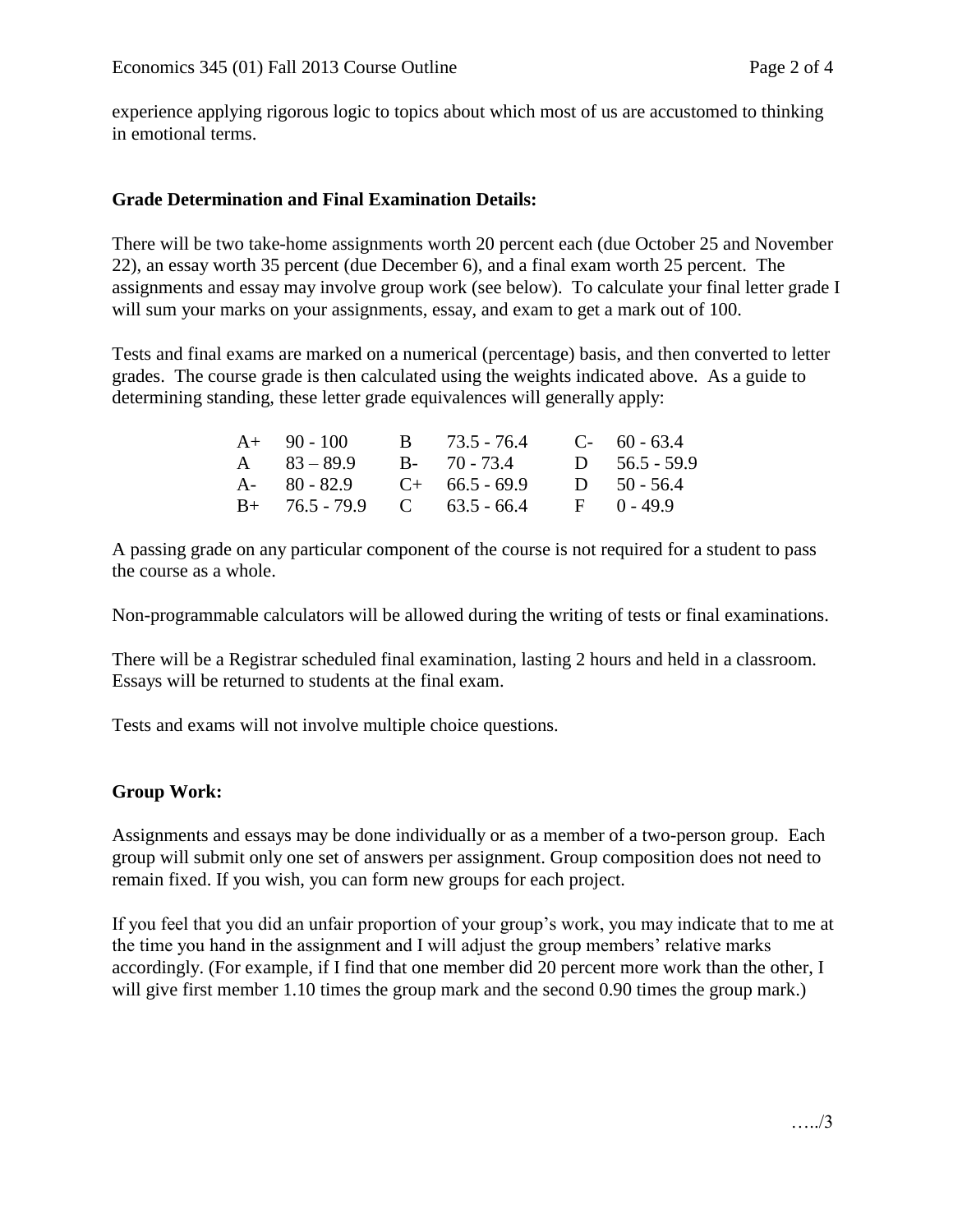experience applying rigorous logic to topics about which most of us are accustomed to thinking in emotional terms.

**Grade Determination and Final Examination Details:**

There will be two take-home assignments worth 20 percent each (due October 25 and November 22), an essay worth 35 percent (due December 6), and a final exam worth 25 percent. The assignments and essay may involve group work (see below). To calculate your final letter grade I will sum your marks on your assignments, essay, and exam to get a mark out of 100.

Tests and final exams are marked on a numerical (percentage) basis, and then converted to letter grades. The course grade is then calculated using the weights indicated above. As a guide to determining standing, these letter grade equivalences will generally apply:

| | | | | | |
|---|---|---|---|---|---|
| A+ | 90 - 100 | B | 73.5 - 76.4 | C- | 60 - 63.4 |
| A | 83 – 89.9 | B- | 70 - 73.4 | D | 56.5 - 59.9 |
| A- | 80 - 82.9 | C+ | 66.5 - 69.9 | D | 50 - 56.4 |
| B+ | 76.5 - 79.9 | C | 63.5 - 66.4 | F | 0 - 49.9 |

A passing grade on any particular component of the course is not required for a student to pass the course as a whole.

Non-programmable calculators will be allowed during the writing of tests or final examinations.

There will be a Registrar scheduled final examination, lasting 2 hours and held in a classroom. Essays will be returned to students at the final exam.

Tests and exams will not involve multiple choice questions.

**Group Work:**

Assignments and essays may be done individually or as a member of a two-person group. Each group will submit only one set of answers per assignment. Group composition does not need to remain fixed. If you wish, you can form new groups for each project.

If you feel that you did an unfair proportion of your group's work, you may indicate that to me at the time you hand in the assignment and I will adjust the group members' relative marks accordingly. (For example, if I find that one member did 20 percent more work than the other, I will give first member 1.10 times the group mark and the second 0.90 times the group mark.)

…../3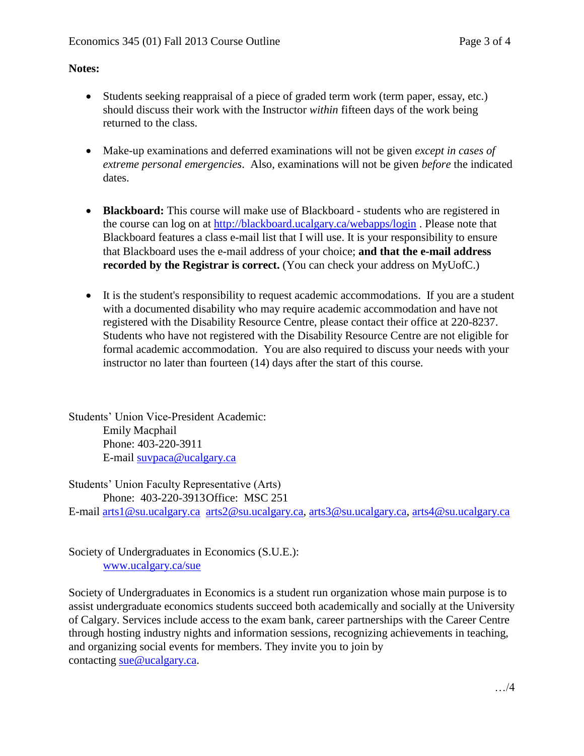**Notes:**

- Students seeking reappraisal of a piece of graded term work (term paper, essay, etc.) should discuss their work with the Instructor *within* fifteen days of the work being returned to the class.

- Make-up examinations and deferred examinations will not be given *except in cases of extreme personal emergencies*. Also, examinations will not be given *before* the indicated dates.

- **Blackboard:** This course will make use of Blackboard - students who are registered in the course can log on at http://blackboard.ucalgary.ca/webapps/login . Please note that Blackboard features a class e-mail list that I will use. It is your responsibility to ensure that Blackboard uses the e-mail address of your choice; **and that the e-mail address recorded by the Registrar is correct.** (You can check your address on MyUofC.)

- It is the student's responsibility to request academic accommodations. If you are a student with a documented disability who may require academic accommodation and have not registered with the Disability Resource Centre, please contact their office at 220-8237. Students who have not registered with the Disability Resource Centre are not eligible for formal academic accommodation. You are also required to discuss your needs with your instructor no later than fourteen (14) days after the start of this course.

Students' Union Vice-President Academic:
Emily Macphail
Phone: 403-220-3911
E-mail suvpaca@ucalgary.ca

Students' Union Faculty Representative (Arts)
Phone: 403-220-3913 Office: MSC 251
E-mail arts1@su.ucalgary.ca arts2@su.ucalgary.ca, arts3@su.ucalgary.ca, arts4@su.ucalgary.ca

Society of Undergraduates in Economics (S.U.E.):
www.ucalgary.ca/sue

Society of Undergraduates in Economics is a student run organization whose main purpose is to assist undergraduate economics students succeed both academically and socially at the University of Calgary. Services include access to the exam bank, career partnerships with the Career Centre through hosting industry nights and information sessions, recognizing achievements in teaching, and organizing social events for members. They invite you to join by contacting sue@ucalgary.ca.

…/4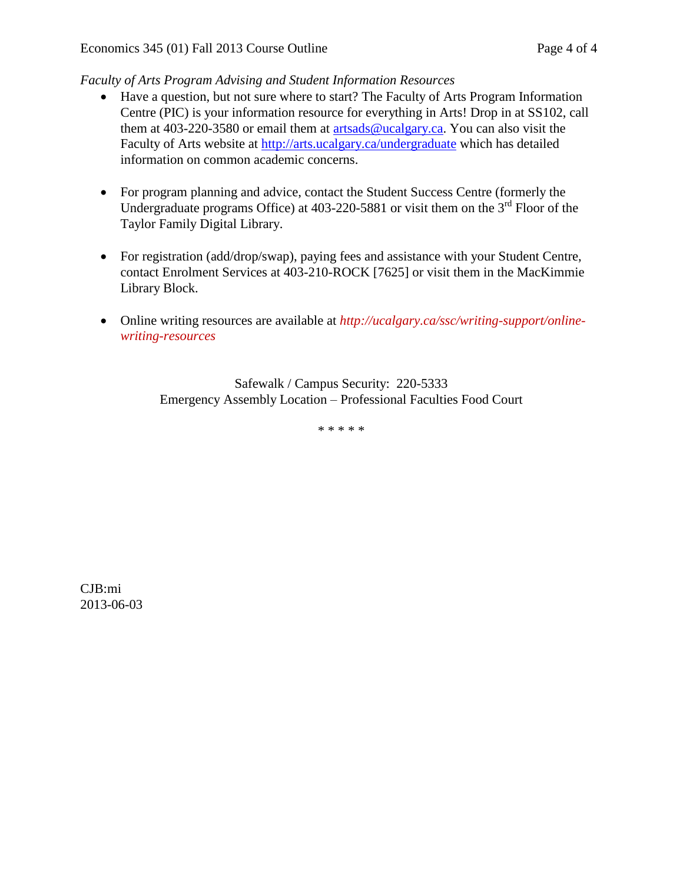*Faculty of Arts Program Advising and Student Information Resources*

- Have a question, but not sure where to start? The Faculty of Arts Program Information Centre (PIC) is your information resource for everything in Arts! Drop in at SS102, call them at 403-220-3580 or email them at artsads@ucalgary.ca. You can also visit the Faculty of Arts website at http://arts.ucalgary.ca/undergraduate which has detailed information on common academic concerns.

- For program planning and advice, contact the Student Success Centre (formerly the Undergraduate programs Office) at 403-220-5881 or visit them on the 3rd Floor of the Taylor Family Digital Library.

- For registration (add/drop/swap), paying fees and assistance with your Student Centre, contact Enrolment Services at 403-210-ROCK [7625] or visit them in the MacKimmie Library Block.

- Online writing resources are available at *http://ucalgary.ca/ssc/writing-support/online-writing-resources*

Safewalk / Campus Security: 220-5333
Emergency Assembly Location – Professional Faculties Food Court

\* \* \* \* \*

CJB:mi
2013-06-03